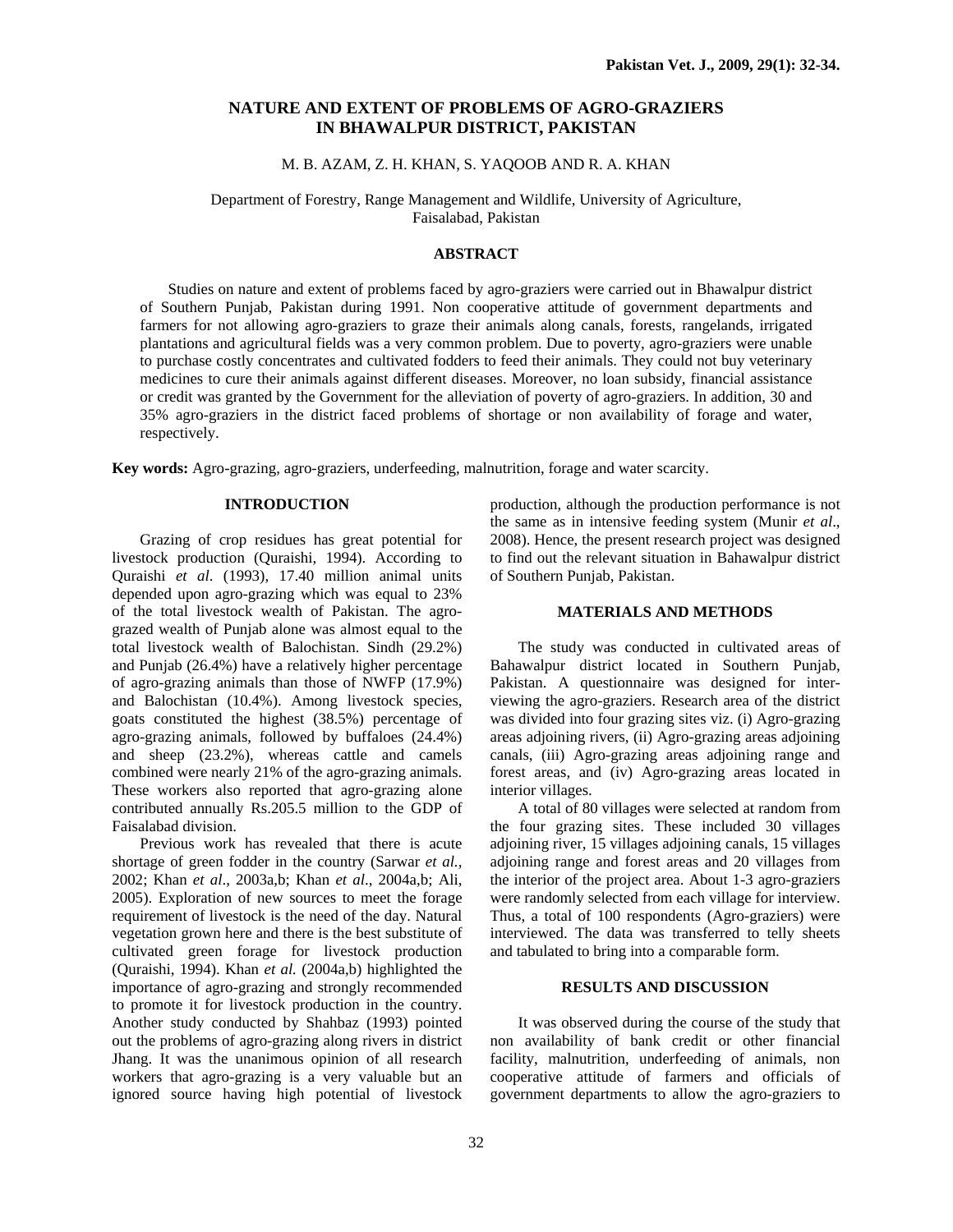# NATURE AND EXTENT OF PROBLEMS OF AGRO-GRAZIERS IN BHAWALPUR DISTRICT, PAKISTAN

M. B. AZAM, Z. H. KHAN, S. YAQOOB AND R. A. KHAN

Department of Forestry, Range Management and Wildlife, University of Agriculture, Faisalabad, Pakistan

## ABSTRACT

Studies on nature and extent of problems faced by agro-graziers were carried out in Bhawalpur district of Southern Punjab, Pakistan during 1991. Non cooperative attitude of government departments and farmers for not allowing agro-graziers to graze their animals along canals, forests, rangelands, irrigated plantations and agricultural fields was a very common problem. Due to poverty, agro-graziers were unable to purchase costly concentrates and cultivated fodders to feed their animals. They could not buy veterinary medicines to cure their animals against different diseases. Moreover, no loan subsidy, financial assistance or credit was granted by the Government for the alleviation of poverty of agro-graziers. In addition, 30 and 35% agro-graziers in the district faced problems of shortage or non availability of forage and water, respectively.

**Key words:** Agro-grazing, agro-graziers, underfeeding, malnutrition, forage and water scarcity.

## INTRODUCTION

Grazing of crop residues has great potential for livestock production (Quraishi, 1994). According to Quraishi *et al*. (1993), 17.40 million animal units depended upon agro-grazing which was equal to 23% of the total livestock wealth of Pakistan. The agro-grazed wealth of Punjab alone was almost equal to the total livestock wealth of Balochistan. Sindh (29.2%) and Punjab (26.4%) have a relatively higher percentage of agro-grazing animals than those of NWFP (17.9%) and Balochistan (10.4%). Among livestock species, goats constituted the highest (38.5%) percentage of agro-grazing animals, followed by buffaloes (24.4%) and sheep (23.2%), whereas cattle and camels combined were nearly 21% of the agro-grazing animals. These workers also reported that agro-grazing alone contributed annually Rs.205.5 million to the GDP of Faisalabad division.

Previous work has revealed that there is acute shortage of green fodder in the country (Sarwar *et al.*, 2002; Khan *et al*., 2003a,b; Khan *et al*., 2004a,b; Ali, 2005). Exploration of new sources to meet the forage requirement of livestock is the need of the day. Natural vegetation grown here and there is the best substitute of cultivated green forage for livestock production (Quraishi, 1994). Khan *et al.* (2004a,b) highlighted the importance of agro-grazing and strongly recommended to promote it for livestock production in the country. Another study conducted by Shahbaz (1993) pointed out the problems of agro-grazing along rivers in district Jhang. It was the unanimous opinion of all research workers that agro-grazing is a very valuable but an ignored source having high potential of livestock production, although the production performance is not the same as in intensive feeding system (Munir *et al*., 2008). Hence, the present research project was designed to find out the relevant situation in Bahawalpur district of Southern Punjab, Pakistan.

## MATERIALS AND METHODS

The study was conducted in cultivated areas of Bahawalpur district located in Southern Punjab, Pakistan. A questionnaire was designed for interviewing the agro-graziers. Research area of the district was divided into four grazing sites viz. (i) Agro-grazing areas adjoining rivers, (ii) Agro-grazing areas adjoining canals, (iii) Agro-grazing areas adjoining range and forest areas, and (iv) Agro-grazing areas located in interior villages.

A total of 80 villages were selected at random from the four grazing sites. These included 30 villages adjoining river, 15 villages adjoining canals, 15 villages adjoining range and forest areas and 20 villages from the interior of the project area. About 1-3 agro-graziers were randomly selected from each village for interview. Thus, a total of 100 respondents (Agro-graziers) were interviewed. The data was transferred to telly sheets and tabulated to bring into a comparable form.

## RESULTS AND DISCUSSION

It was observed during the course of the study that non availability of bank credit or other financial facility, malnutrition, underfeeding of animals, non cooperative attitude of farmers and officials of government departments to allow the agro-graziers to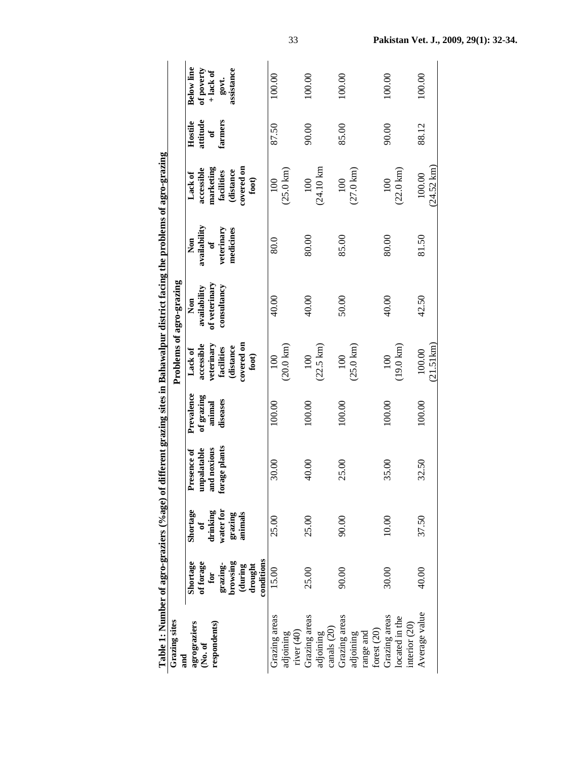**Table 1: Number of agro-graziers (%age) of different grazing sites in Bahawalpur district facing the problems of agro-grazing**

| Grazing sites and agrograziers (No. of respondents) | Problems of agro-grazing | | | | | | | | | |
|---|---|---|---|---|---|---|---|---|---|---|
| | Shortage of forage for grazing-browsing (during drought conditions | Shortage of drinking water for grazing animals | Presence of unpalatable and noxious forage plants | Prevalence of grazing animal diseases | Lack of accessible veterinary facilities (distance covered on foot) | Non availability of veterinary consultancy | Non availability of veterinary medicines | Lack of accessible marketing facilities (distance covered on foot) | Hostile attitude of farmers | Below line of poverty + lack of govt. assistance |
| Grazing areas adjoining river (40) | 15.00 | 25.00 | 30.00 | 100.00 | 100 (20.0 km) | 40.00 | 80.0 | 100 (25.0 km) | 87.50 | 100.00 |
| Grazing areas adjoining canals (20) | 25.00 | 25.00 | 40.00 | 100.00 | 100 (22.5 km) | 40.00 | 80.00 | 100 (24.10 km | 90.00 | 100.00 |
| Grazing areas adjoining range and forest (20) | 90.00 | 90.00 | 25.00 | 100.00 | 100 (25.0 km) | 50.00 | 85.00 | 100 (27.0 km) | 85.00 | 100.00 |
| Grazing areas located in the interior (20) | 30.00 | 10.00 | 35.00 | 100.00 | 100 (19.0 km) | 40.00 | 80.00 | 100 (22.0 km) | 90.00 | 100.00 |
| Average value | 40.00 | 37.50 | 32.50 | 100.00 | 100.00 (21.51km) | 42.50 | 81.50 | 100.00 (24.52 km) | 88.12 | 100.00 |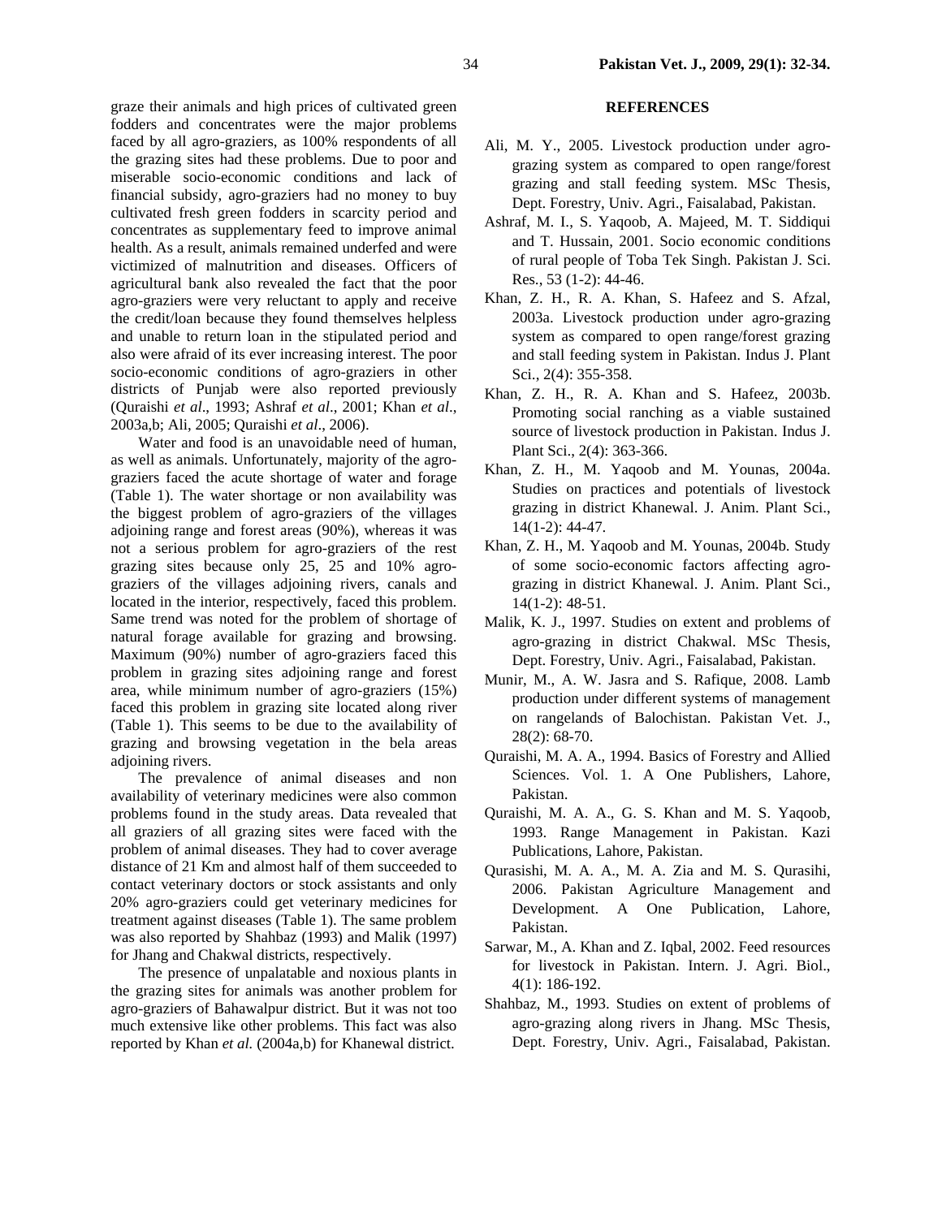graze their animals and high prices of cultivated green fodders and concentrates were the major problems faced by all agro-graziers, as 100% respondents of all the grazing sites had these problems. Due to poor and miserable socio-economic conditions and lack of financial subsidy, agro-graziers had no money to buy cultivated fresh green fodders in scarcity period and concentrates as supplementary feed to improve animal health. As a result, animals remained underfed and were victimized of malnutrition and diseases. Officers of agricultural bank also revealed the fact that the poor agro-graziers were very reluctant to apply and receive the credit/loan because they found themselves helpless and unable to return loan in the stipulated period and also were afraid of its ever increasing interest. The poor socio-economic conditions of agro-graziers in other districts of Punjab were also reported previously (Quraishi *et al*., 1993; Ashraf *et al*., 2001; Khan *et al*., 2003a,b; Ali, 2005; Quraishi *et al*., 2006).

Water and food is an unavoidable need of human, as well as animals. Unfortunately, majority of the agro-graziers faced the acute shortage of water and forage (Table 1). The water shortage or non availability was the biggest problem of agro-graziers of the villages adjoining range and forest areas (90%), whereas it was not a serious problem for agro-graziers of the rest grazing sites because only 25, 25 and 10% agro-graziers of the villages adjoining rivers, canals and located in the interior, respectively, faced this problem. Same trend was noted for the problem of shortage of natural forage available for grazing and browsing. Maximum (90%) number of agro-graziers faced this problem in grazing sites adjoining range and forest area, while minimum number of agro-graziers (15%) faced this problem in grazing site located along river (Table 1). This seems to be due to the availability of grazing and browsing vegetation in the bela areas adjoining rivers.

The prevalence of animal diseases and non availability of veterinary medicines were also common problems found in the study areas. Data revealed that all graziers of all grazing sites were faced with the problem of animal diseases. They had to cover average distance of 21 Km and almost half of them succeeded to contact veterinary doctors or stock assistants and only 20% agro-graziers could get veterinary medicines for treatment against diseases (Table 1). The same problem was also reported by Shahbaz (1993) and Malik (1997) for Jhang and Chakwal districts, respectively.

The presence of unpalatable and noxious plants in the grazing sites for animals was another problem for agro-graziers of Bahawalpur district. But it was not too much extensive like other problems. This fact was also reported by Khan *et al.* (2004a,b) for Khanewal district.

## REFERENCES

Ali, M. Y., 2005. Livestock production under agro-grazing system as compared to open range/forest grazing and stall feeding system. MSc Thesis, Dept. Forestry, Univ. Agri., Faisalabad, Pakistan.

Ashraf, M. I., S. Yaqoob, A. Majeed, M. T. Siddiqui and T. Hussain, 2001. Socio economic conditions of rural people of Toba Tek Singh. Pakistan J. Sci. Res., 53 (1-2): 44-46.

Khan, Z. H., R. A. Khan, S. Hafeez and S. Afzal, 2003a. Livestock production under agro-grazing system as compared to open range/forest grazing and stall feeding system in Pakistan. Indus J. Plant Sci., 2(4): 355-358.

Khan, Z. H., R. A. Khan and S. Hafeez, 2003b. Promoting social ranching as a viable sustained source of livestock production in Pakistan. Indus J. Plant Sci., 2(4): 363-366.

Khan, Z. H., M. Yaqoob and M. Younas, 2004a. Studies on practices and potentials of livestock grazing in district Khanewal. J. Anim. Plant Sci., 14(1-2): 44-47.

Khan, Z. H., M. Yaqoob and M. Younas, 2004b. Study of some socio-economic factors affecting agro-grazing in district Khanewal. J. Anim. Plant Sci., 14(1-2): 48-51.

Malik, K. J., 1997. Studies on extent and problems of agro-grazing in district Chakwal. MSc Thesis, Dept. Forestry, Univ. Agri., Faisalabad, Pakistan.

Munir, M., A. W. Jasra and S. Rafique, 2008. Lamb production under different systems of management on rangelands of Balochistan. Pakistan Vet. J., 28(2): 68-70.

Quraishi, M. A. A., 1994. Basics of Forestry and Allied Sciences. Vol. 1. A One Publishers, Lahore, Pakistan.

Quraishi, M. A. A., G. S. Khan and M. S. Yaqoob, 1993. Range Management in Pakistan. Kazi Publications, Lahore, Pakistan.

Qurasishi, M. A. A., M. A. Zia and M. S. Qurasihi, 2006. Pakistan Agriculture Management and Development. A One Publication, Lahore, Pakistan.

Sarwar, M., A. Khan and Z. Iqbal, 2002. Feed resources for livestock in Pakistan. Intern. J. Agri. Biol., 4(1): 186-192.

Shahbaz, M., 1993. Studies on extent of problems of agro-grazing along rivers in Jhang. MSc Thesis, Dept. Forestry, Univ. Agri., Faisalabad, Pakistan.